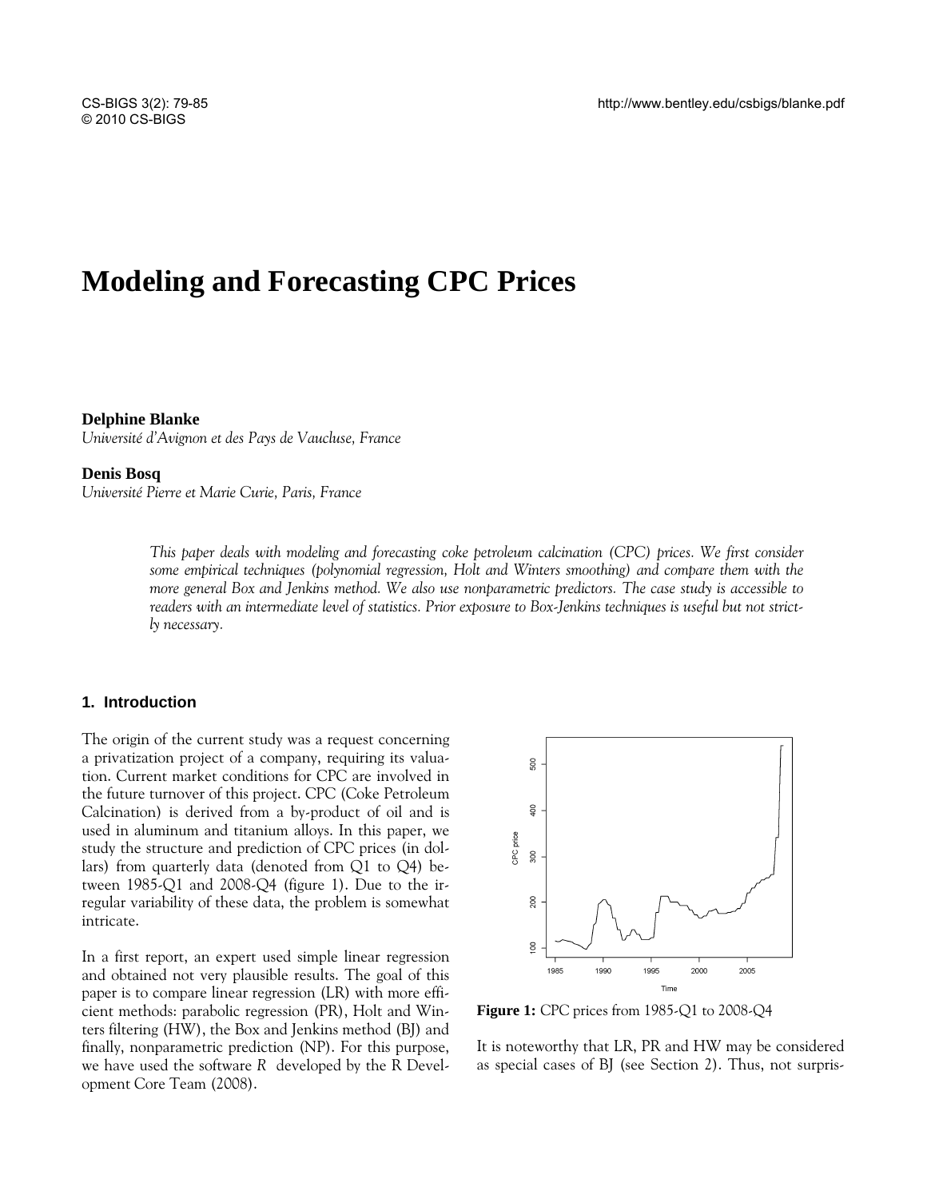# Modeling and Forecasting CPC Prices

**Delphine Blanke**
*Université d'Avignon et des Pays de Vaucluse, France*

**Denis Bosq**
*Université Pierre et Marie Curie, Paris, France*

*This paper deals with modeling and forecasting coke petroleum calcination (CPC) prices. We first consider some empirical techniques (polynomial regression, Holt and Winters smoothing) and compare them with the more general Box and Jenkins method. We also use nonparametric predictors. The case study is accessible to readers with an intermediate level of statistics. Prior exposure to Box-Jenkins techniques is useful but not strictly necessary.*

## 1. Introduction

The origin of the current study was a request concerning a privatization project of a company, requiring its valuation. Current market conditions for CPC are involved in the future turnover of this project. CPC (Coke Petroleum Calcination) is derived from a by-product of oil and is used in aluminum and titanium alloys. In this paper, we study the structure and prediction of CPC prices (in dollars) from quarterly data (denoted from Q1 to Q4) between 1985-Q1 and 2008-Q4 (figure 1). Due to the irregular variability of these data, the problem is somewhat intricate.

In a first report, an expert used simple linear regression and obtained not very plausible results. The goal of this paper is to compare linear regression (LR) with more efficient methods: parabolic regression (PR), Holt and Winters filtering (HW), the Box and Jenkins method (BJ) and finally, nonparametric prediction (NP). For this purpose, we have used the software *R* developed by the R Development Core Team (2008).

**Figure 1:** CPC prices from 1985-Q1 to 2008-Q4

It is noteworthy that LR, PR and HW may be considered as special cases of BJ (see Section 2). Thus, not surpris-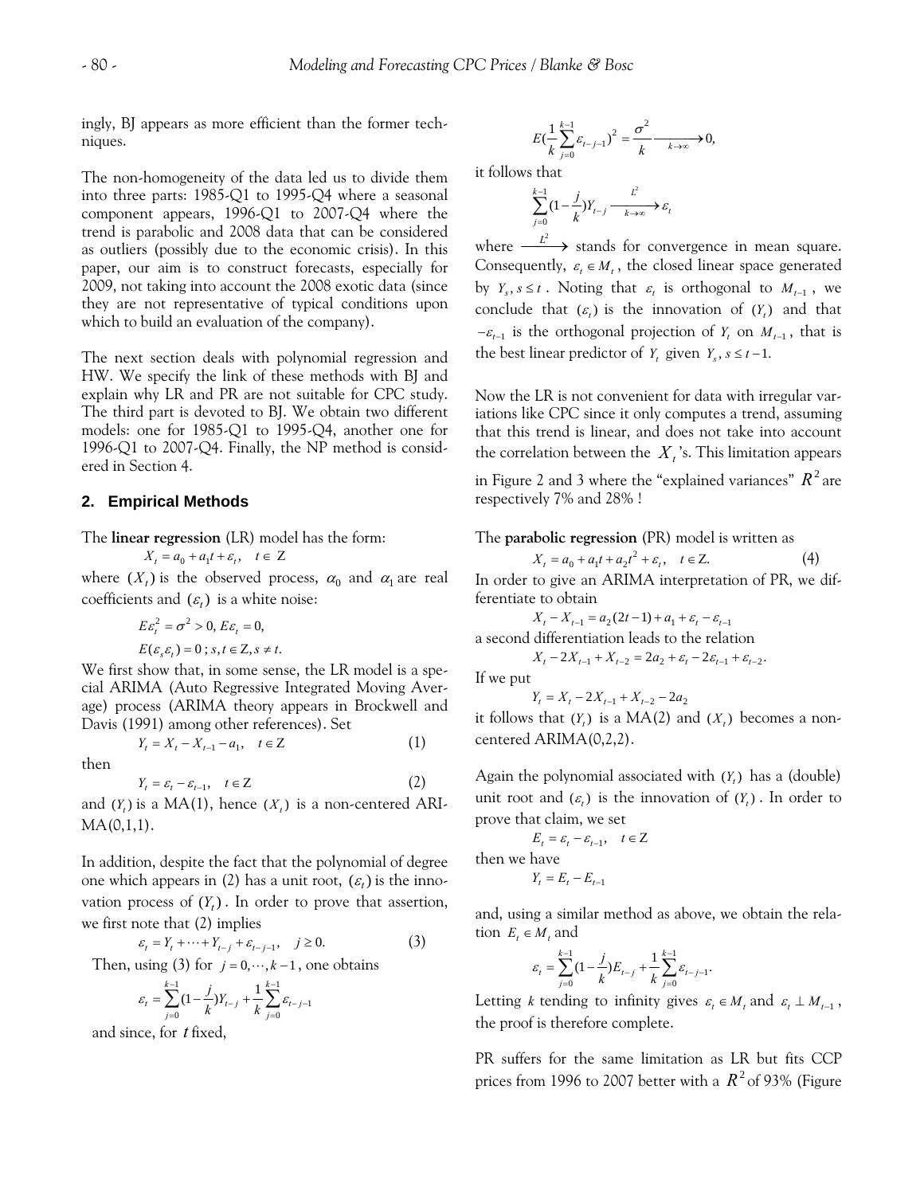ingly, BJ appears as more efficient than the former techniques.

The non-homogeneity of the data led us to divide them into three parts: 1985-Q1 to 1995-Q4 where a seasonal component appears, 1996-Q1 to 2007-Q4 where the trend is parabolic and 2008 data that can be considered as outliers (possibly due to the economic crisis). In this paper, our aim is to construct forecasts, especially for 2009, not taking into account the 2008 exotic data (since they are not representative of typical conditions upon which to build an evaluation of the company).

The next section deals with polynomial regression and HW. We specify the link of these methods with BJ and explain why LR and PR are not suitable for CPC study. The third part is devoted to BJ. We obtain two different models: one for 1985-Q1 to 1995-Q4, another one for 1996-Q1 to 2007-Q4. Finally, the NP method is considered in Section 4.

## 2. Empirical Methods

The **linear regression** (LR) model has the form:

$$X_t = a_0 + a_1 t + \varepsilon_t, \quad t \in \mathbb{Z}$$

where $(X_t)$ is the observed process, $\alpha_0$ and $\alpha_1$ are real coefficients and $(\varepsilon_t)$ is a white noise:

$$E\varepsilon_t^2 = \sigma^2 > 0,\ E\varepsilon_t = 0,$$
$$E(\varepsilon_s \varepsilon_t) = 0\ ;\ s, t \in \mathbb{Z}, s \neq t.$$

We first show that, in some sense, the LR model is a special ARIMA (Auto Regressive Integrated Moving Average) process (ARIMA theory appears in Brockwell and Davis (1991) among other references). Set

$$Y_t = X_t - X_{t-1} - a_1, \quad t \in \mathbb{Z} \tag{1}$$

then

$$Y_t = \varepsilon_t - \varepsilon_{t-1}, \quad t \in \mathbb{Z} \tag{2}$$

and $(Y_t)$ is a MA(1), hence $(X_t)$ is a non-centered ARIMA(0,1,1).

In addition, despite the fact that the polynomial of degree one which appears in (2) has a unit root, $(\varepsilon_t)$ is the innovation process of $(Y_t)$. In order to prove that assertion, we first note that (2) implies

$$\varepsilon_t = Y_t + \cdots + Y_{t-j} + \varepsilon_{t-j-1}, \quad j \geq 0. \tag{3}$$

Then, using (3) for $j = 0, \cdots, k-1$, one obtains

$$\varepsilon_t = \sum_{j=0}^{k-1}\left(1 - \frac{j}{k}\right)Y_{t-j} + \frac{1}{k}\sum_{j=0}^{k-1}\varepsilon_{t-j-1}$$

and since, for $t$ fixed,

$$E\left(\frac{1}{k}\sum_{j=0}^{k-1}\varepsilon_{t-j-1}\right)^2 = \frac{\sigma^2}{k} \xrightarrow[k\to\infty]{} 0,$$

it follows that

$$\sum_{j=0}^{k-1}\left(1 - \frac{j}{k}\right)Y_{t-j} \xrightarrow[k\to\infty]{L^2} \varepsilon_t$$

where $\xrightarrow{L^2}$ stands for convergence in mean square. Consequently, $\varepsilon_t \in M_t$, the closed linear space generated by $Y_s, s \leq t$. Noting that $\varepsilon_t$ is orthogonal to $M_{t-1}$, we conclude that $(\varepsilon_t)$ is the innovation of $(Y_t)$ and that $-\varepsilon_{t-1}$ is the orthogonal projection of $Y_t$ on $M_{t-1}$, that is the best linear predictor of $Y_t$ given $Y_s, s \leq t-1$.

Now the LR is not convenient for data with irregular variations like CPC since it only computes a trend, assuming that this trend is linear, and does not take into account the correlation between the $X_t$'s. This limitation appears in Figure 2 and 3 where the "explained variances" $R^2$ are respectively 7% and 28% !

The **parabolic regression** (PR) model is written as

$$X_t = a_0 + a_1 t + a_2 t^2 + \varepsilon_t, \quad t \in \mathbb{Z}. \tag{4}$$

In order to give an ARIMA interpretation of PR, we differentiate to obtain

$$X_t - X_{t-1} = a_2(2t-1) + a_1 + \varepsilon_t - \varepsilon_{t-1}$$

a second differentiation leads to the relation

$$X_t - 2X_{t-1} + X_{t-2} = 2a_2 + \varepsilon_t - 2\varepsilon_{t-1} + \varepsilon_{t-2}.$$

If we put

$$Y_t = X_t - 2X_{t-1} + X_{t-2} - 2a_2$$

it follows that $(Y_t)$ is a MA(2) and $(X_t)$ becomes a non-centered ARIMA(0,2,2).

Again the polynomial associated with $(Y_t)$ has a (double) unit root and $(\varepsilon_t)$ is the innovation of $(Y_t)$. In order to prove that claim, we set

$$E_t = \varepsilon_t - \varepsilon_{t-1}, \quad t \in \mathbb{Z}$$

then we have

$$Y_t = E_t - E_{t-1}$$

and, using a similar method as above, we obtain the relation $E_t \in M_t$ and

$$\varepsilon_t = \sum_{j=0}^{k-1}\left(1 - \frac{j}{k}\right)E_{t-j} + \frac{1}{k}\sum_{j=0}^{k-1}\varepsilon_{t-j-1}.$$

Letting $k$ tending to infinity gives $\varepsilon_t \in M_t$ and $\varepsilon_t \perp M_{t-1}$, the proof is therefore complete.

PR suffers for the same limitation as LR but fits CCP prices from 1996 to 2007 better with a $R^2$ of 93% (Figure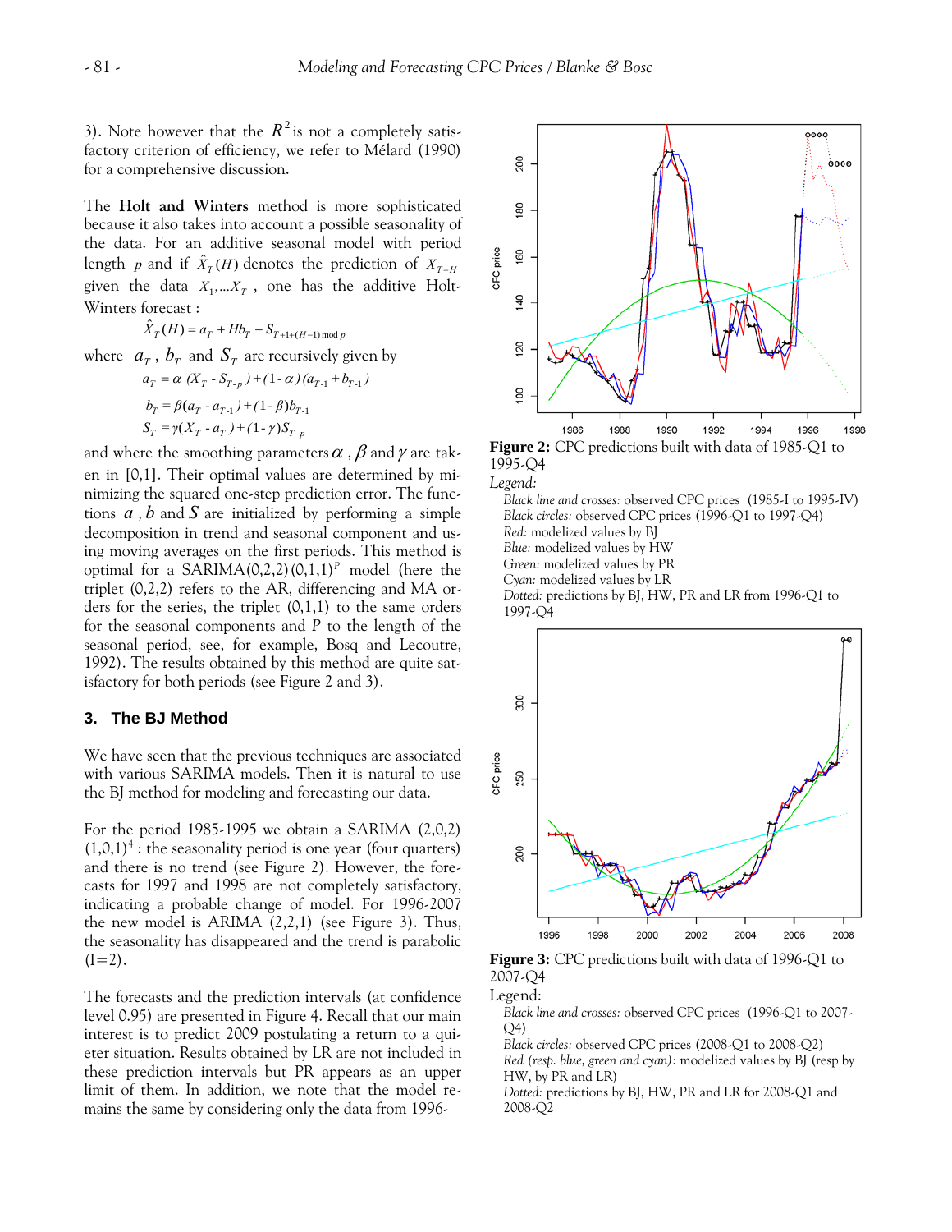3). Note however that the $R^2$ is not a completely satisfactory criterion of efficiency, we refer to Mélard (1990) for a comprehensive discussion.

The **Holt and Winters** method is more sophisticated because it also takes into account a possible seasonality of the data. For an additive seasonal model with period length $p$ and if $\hat{X}_T(H)$ denotes the prediction of $X_{T+H}$ given the data $X_1,...X_T$, one has the additive Holt-Winters forecast :

$$\hat{X}_T(H) = a_T + Hb_T + S_{T+1+(H-1)\bmod p}$$

where $a_T$, $b_T$ and $S_T$ are recursively given by

$$a_T = \alpha\,(X_T - S_{T-p}) + (1-\alpha)(a_{T-1} + b_{T-1})$$

$$b_T = \beta(a_T - a_{T-1}) + (1-\beta)b_{T-1}$$

$$S_T = \gamma(X_T - a_T) + (1-\gamma)S_{T-p}$$

and where the smoothing parameters $\alpha$, $\beta$ and $\gamma$ are taken in [0,1]. Their optimal values are determined by minimizing the squared one-step prediction error. The functions $a$, $b$ and $S$ are initialized by performing a simple decomposition in trend and seasonal component and using moving averages on the first periods. This method is optimal for a SARIMA$(0,2,2)(0,1,1)^P$ model (here the triplet (0,2,2) refers to the AR, differencing and MA orders for the series, the triplet (0,1,1) to the same orders for the seasonal components and $P$ to the length of the seasonal period, see, for example, Bosq and Lecoutre, 1992). The results obtained by this method are quite satisfactory for both periods (see Figure 2 and 3).

## 3. The BJ Method

We have seen that the previous techniques are associated with various SARIMA models. Then it is natural to use the BJ method for modeling and forecasting our data.

For the period 1985-1995 we obtain a SARIMA $(2,0,2)(1,0,1)^4$ : the seasonality period is one year (four quarters) and there is no trend (see Figure 2). However, the forecasts for 1997 and 1998 are not completely satisfactory, indicating a probable change of model. For 1996-2007 the new model is ARIMA (2,2,1) (see Figure 3). Thus, the seasonality has disappeared and the trend is parabolic (I=2).

The forecasts and the prediction intervals (at confidence level 0.95) are presented in Figure 4. Recall that our main interest is to predict 2009 postulating a return to a quieter situation. Results obtained by LR are not included in these prediction intervals but PR appears as an upper limit of them. In addition, we note that the model remains the same by considering only the data from 1996-

**Figure 2:** CPC predictions built with data of 1985-Q1 to 1995-Q4

*Legend:*

*Black line and crosses:* observed CPC prices (1985-I to 1995-IV)
*Black circles:* observed CPC prices (1996-Q1 to 1997-Q4)
*Red:* modelized values by BJ
*Blue:* modelized values by HW
*Green:* modelized values by PR
*Cyan:* modelized values by LR
*Dotted:* predictions by BJ, HW, PR and LR from 1996-Q1 to 1997-Q4

**Figure 3:** CPC predictions built with data of 1996-Q1 to 2007-Q4

Legend:

*Black line and crosses:* observed CPC prices (1996-Q1 to 2007-Q4)
*Black circles:* observed CPC prices (2008-Q1 to 2008-Q2)
*Red (resp. blue, green and cyan):* modelized values by BJ (resp by HW, by PR and LR)
*Dotted:* predictions by BJ, HW, PR and LR for 2008-Q1 and 2008-Q2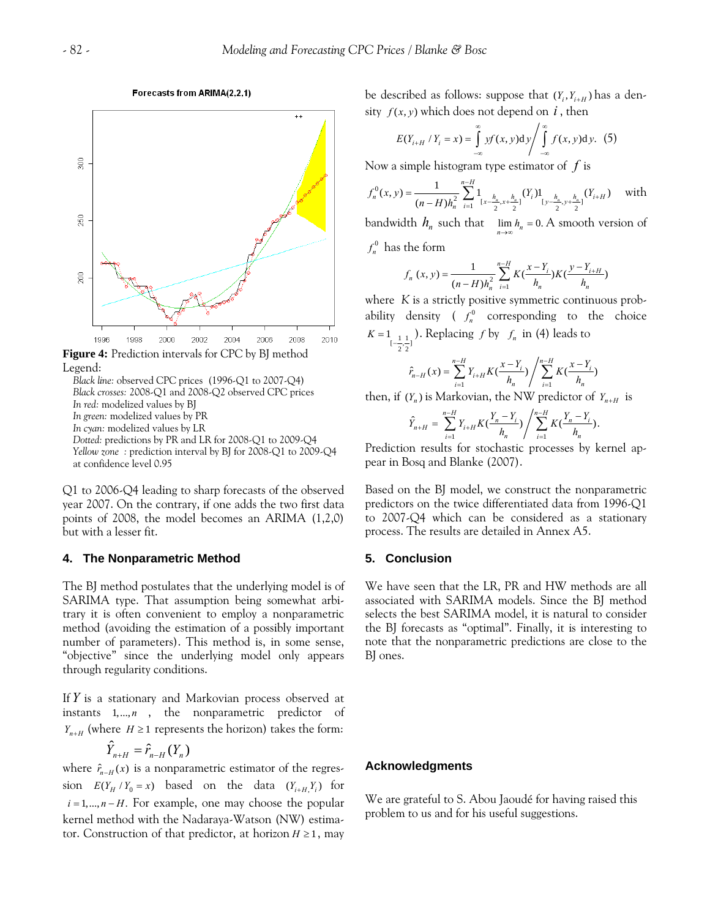Figure 4: Prediction intervals for CPC by BJ method

Legend:

*Black line:* observed CPC prices (1996-Q1 to 2007-Q4)
*Black crosses:* 2008-Q1 and 2008-Q2 observed CPC prices
*In red:* modelized values by BJ
*In green:* modelized values by PR
*In cyan:* modelized values by LR
*Dotted:* predictions by PR and LR for 2008-Q1 to 2009-Q4
*Yellow zone* : prediction interval by BJ for 2008-Q1 to 2009-Q4 at confidence level 0.95

Q1 to 2006-Q4 leading to sharp forecasts of the observed year 2007. On the contrary, if one adds the two first data points of 2008, the model becomes an ARIMA (1,2,0) but with a lesser fit.

## 4. The Nonparametric Method

The BJ method postulates that the underlying model is of SARIMA type. That assumption being somewhat arbitrary it is often convenient to employ a nonparametric method (avoiding the estimation of a possibly important number of parameters). This method is, in some sense, "objective" since the underlying model only appears through regularity conditions.

If $Y$ is a stationary and Markovian process observed at instants $1,\ldots,n$ , the nonparametric predictor of $Y_{n+H}$ (where $H \geq 1$ represents the horizon) takes the form:

$$\hat{Y}_{n+H} = \hat{r}_{n-H}(Y_n)$$

where $\hat{r}_{n-H}(x)$ is a nonparametric estimator of the regression $E(Y_H / Y_0 = x)$ based on the data $(Y_{i+H}, Y_i)$ for $i = 1,\ldots,n-H$. For example, one may choose the popular kernel method with the Nadaraya-Watson (NW) estimator. Construction of that predictor, at horizon $H \geq 1$, may be described as follows: suppose that $(Y_i, Y_{i+H})$ has a density $f(x,y)$ which does not depend on $i$, then

$$E(Y_{i+H} / Y_i = x) = \int_{-\infty}^{\infty} y f(x,y)\mathrm{d}y \Big/ \int_{-\infty}^{\infty} f(x,y)\mathrm{d}y. \quad (5)$$

Now a simple histogram type estimator of $f$ is

$$f_n^0(x,y) = \frac{1}{(n-H)h_n^2} \sum_{i=1}^{n-H} 1_{[x-\frac{h_n}{2}, x+\frac{h_n}{2}]}(Y_i) 1_{[y-\frac{h_n}{2}, y+\frac{h_n}{2}]}(Y_{i+H})$$ with

bandwidth $h_n$ such that $\lim_{n\to\infty} h_n = 0$. A smooth version of $f_n^0$ has the form

$$f_n(x,y) = \frac{1}{(n-H)h_n^2} \sum_{i=1}^{n-H} K\left(\frac{x-Y_i}{h_n}\right) K\left(\frac{y-Y_{i+H}}{h_n}\right)$$

where $K$ is a strictly positive symmetric continuous probability density ( $f_n^0$ corresponding to the choice $K = 1_{[-\frac{1}{2},\frac{1}{2}]}$ ). Replacing $f$ by $f_n$ in (4) leads to

$$\hat{r}_{n-H}(x) = \sum_{i=1}^{n-H} Y_{i+H} K\left(\frac{x-Y_i}{h_n}\right) \Big/ \sum_{i=1}^{n-H} K\left(\frac{x-Y_i}{h_n}\right)$$

then, if $(Y_n)$ is Markovian, the NW predictor of $Y_{n+H}$ is

$$\hat{Y}_{n+H} = \sum_{i=1}^{n-H} Y_{i+H} K\left(\frac{Y_n - Y_i}{h_n}\right) \Big/ \sum_{i=1}^{n-H} K\left(\frac{Y_n - Y_i}{h_n}\right).$$

Prediction results for stochastic processes by kernel appear in Bosq and Blanke (2007).

Based on the BJ model, we construct the nonparametric predictors on the twice differentiated data from 1996-Q1 to 2007-Q4 which can be considered as a stationary process. The results are detailed in Annex A5.

## 5. Conclusion

We have seen that the LR, PR and HW methods are all associated with SARIMA models. Since the BJ method selects the best SARIMA model, it is natural to consider the BJ forecasts as "optimal". Finally, it is interesting to note that the nonparametric predictions are close to the BJ ones.

## Acknowledgments

We are grateful to S. Abou Jaoudé for having raised this problem to us and for his useful suggestions.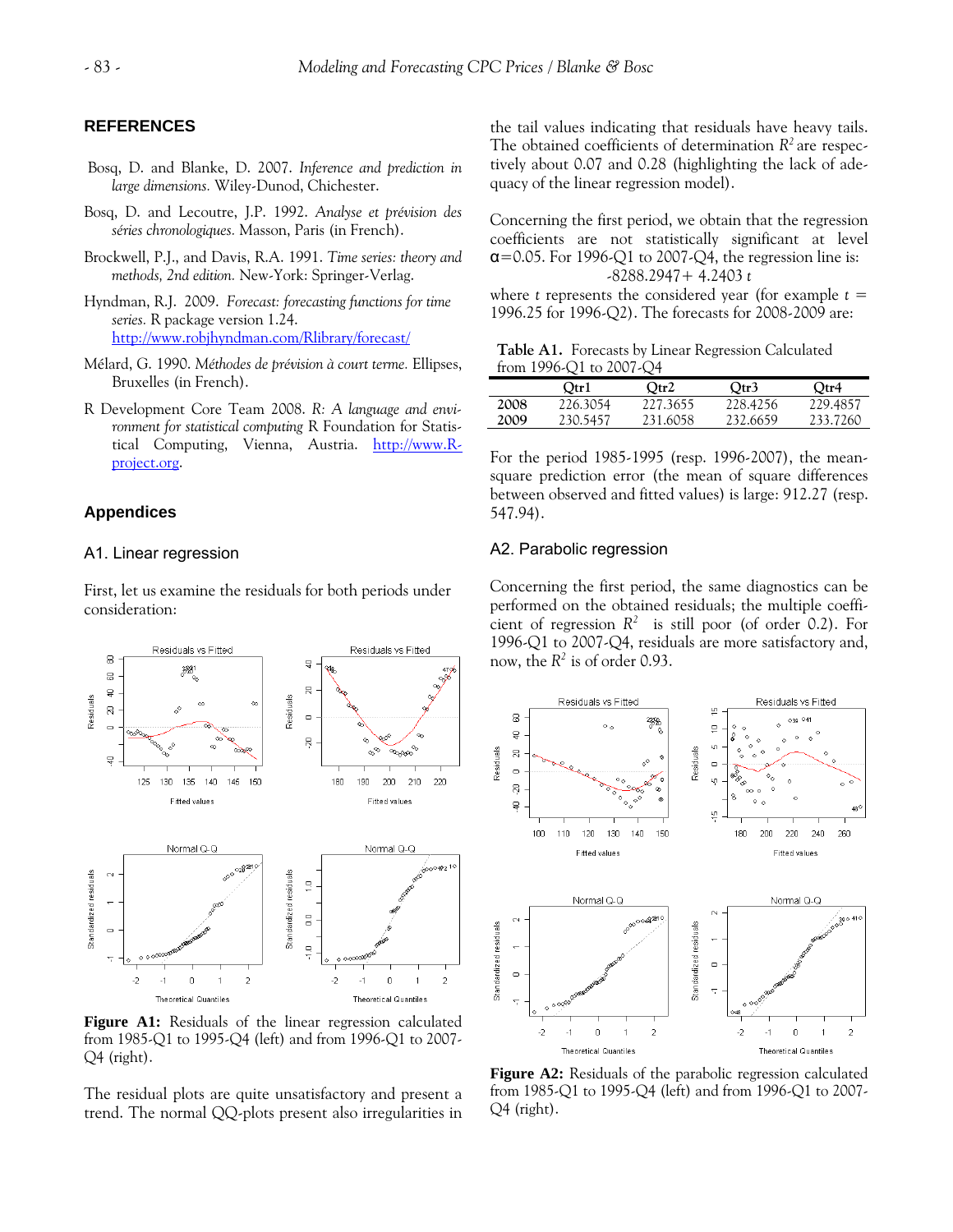## REFERENCES

Bosq, D. and Blanke, D. 2007. *Inference and prediction in large dimensions.* Wiley-Dunod, Chichester.

Bosq, D. and Lecoutre, J.P. 1992. *Analyse et prévision des séries chronologiques.* Masson, Paris (in French).

Brockwell, P.J., and Davis, R.A. 1991. *Time series: theory and methods, 2nd edition.* New-York: Springer-Verlag.

Hyndman, R.J. 2009. *Forecast: forecasting functions for time series.* R package version 1.24. http://www.robjhyndman.com/Rlibrary/forecast/

Mélard, G. 1990. *Méthodes de prévision à court terme.* Ellipses, Bruxelles (in French).

R Development Core Team 2008. *R: A language and environment for statistical computing* R Foundation for Statistical Computing, Vienna, Austria. http://www.R-project.org.

## Appendices

### A1. Linear regression

First, let us examine the residuals for both periods under consideration:

**Figure A1:** Residuals of the linear regression calculated from 1985-Q1 to 1995-Q4 (left) and from 1996-Q1 to 2007-Q4 (right).

The residual plots are quite unsatisfactory and present a trend. The normal QQ-plots present also irregularities in the tail values indicating that residuals have heavy tails. The obtained coefficients of determination $R^2$ are respectively about 0.07 and 0.28 (highlighting the lack of adequacy of the linear regression model).

Concerning the first period, we obtain that the regression coefficients are not statistically significant at level $\alpha=0.05$. For 1996-Q1 to 2007-Q4, the regression line is:

$$-8288.2947 + 4.2403\, t$$

where $t$ represents the considered year (for example $t$ = 1996.25 for 1996-Q2). The forecasts for 2008-2009 are:

**Table A1.** Forecasts by Linear Regression Calculated from 1996-Q1 to 2007-Q4

| | Qtr1 | Qtr2 | Qtr3 | Qtr4 |
|---|---|---|---|---|
| **2008** | 226.3054 | 227.3655 | 228.4256 | 229.4857 |
| **2009** | 230.5457 | 231.6058 | 232.6659 | 233.7260 |

For the period 1985-1995 (resp. 1996-2007), the mean-square prediction error (the mean of square differences between observed and fitted values) is large: 912.27 (resp. 547.94).

### A2. Parabolic regression

Concerning the first period, the same diagnostics can be performed on the obtained residuals; the multiple coefficient of regression $R^2$ is still poor (of order 0.2). For 1996-Q1 to 2007-Q4, residuals are more satisfactory and, now, the $R^2$ is of order 0.93.

**Figure A2:** Residuals of the parabolic regression calculated from 1985-Q1 to 1995-Q4 (left) and from 1996-Q1 to 2007-Q4 (right).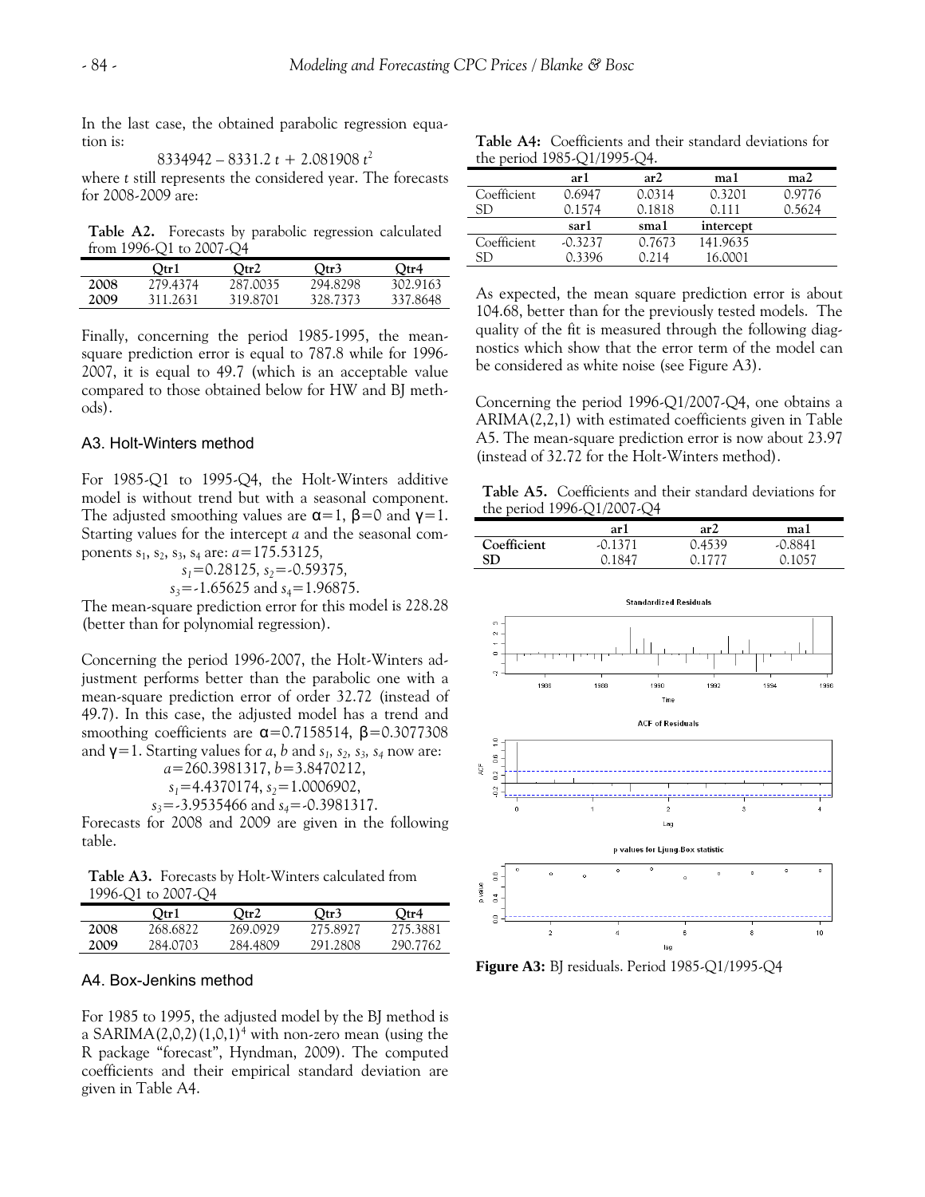In the last case, the obtained parabolic regression equation is:

$$8334942 - 8331.2\,t + 2.081908\,t^2$$

where $t$ still represents the considered year. The forecasts for 2008-2009 are:

**Table A2.** Forecasts by parabolic regression calculated from 1996-Q1 to 2007-Q4

| | Qtr1 | Qtr2 | Qtr3 | Qtr4 |
|---|---|---|---|---|
| **2008** | 279.4374 | 287.0035 | 294.8298 | 302.9163 |
| **2009** | 311.2631 | 319.8701 | 328.7373 | 337.8648 |

Finally, concerning the period 1985-1995, the mean-square prediction error is equal to 787.8 while for 1996-2007, it is equal to 49.7 (which is an acceptable value compared to those obtained below for HW and BJ methods).

## A3. Holt-Winters method

For 1985-Q1 to 1995-Q4, the Holt-Winters additive model is without trend but with a seasonal component. The adjusted smoothing values are $\alpha=1$, $\beta=0$ and $\gamma=1$. Starting values for the intercept $a$ and the seasonal components $s_1$, $s_2$, $s_3$, $s_4$ are: $a=175.53125$,

$s_1=0.28125$, $s_2=-0.59375$,

$s_3=-1.65625$ and $s_4=1.96875$.

The mean-square prediction error for this model is 228.28 (better than for polynomial regression).

Concerning the period 1996-2007, the Holt-Winters adjustment performs better than the parabolic one with a mean-square prediction error of order 32.72 (instead of 49.7). In this case, the adjusted model has a trend and smoothing coefficients are $\alpha=0.7158514$, $\beta=0.3077308$ and $\gamma=1$. Starting values for $a$, $b$ and $s_1$, $s_2$, $s_3$, $s_4$ now are:

$a=260.3981317$, $b=3.8470212$,

$s_1=4.4370174$, $s_2=1.0006902$,

$s_3=-3.9535466$ and $s_4=-0.3981317$.

Forecasts for 2008 and 2009 are given in the following table.

**Table A3.** Forecasts by Holt-Winters calculated from 1996-Q1 to 2007-Q4

| | Qtr1 | Qtr2 | Qtr3 | Qtr4 |
|---|---|---|---|---|
| **2008** | 268.6822 | 269.0929 | 275.8927 | 275.3881 |
| **2009** | 284.0703 | 284.4809 | 291.2808 | 290.7762 |

## A4. Box-Jenkins method

For 1985 to 1995, the adjusted model by the BJ method is a SARIMA$(2,0,2)(1,0,1)^4$ with non-zero mean (using the R package "forecast", Hyndman, 2009). The computed coefficients and their empirical standard deviation are given in Table A4.

**Table A4:** Coefficients and their standard deviations for the period 1985-Q1/1995-Q4.

| | ar1 | ar2 | ma1 | ma2 |
|---|---|---|---|---|
| Coefficient | 0.6947 | 0.0314 | 0.3201 | 0.9776 |
| SD | 0.1574 | 0.1818 | 0.111 | 0.5624 |
| | **sar1** | **sma1** | **intercept** | |
| Coefficient | -0.3237 | 0.7673 | 141.9635 | |
| SD | 0.3396 | 0.214 | 16.0001 | |

As expected, the mean square prediction error is about 104.68, better than for the previously tested models. The quality of the fit is measured through the following diagnostics which show that the error term of the model can be considered as white noise (see Figure A3).

Concerning the period 1996-Q1/2007-Q4, one obtains a ARIMA(2,2,1) with estimated coefficients given in Table A5. The mean-square prediction error is now about 23.97 (instead of 32.72 for the Holt-Winters method).

**Table A5.** Coefficients and their standard deviations for the period 1996-Q1/2007-Q4

| | ar1 | ar2 | ma1 |
|---|---|---|---|
| **Coefficient** | -0.1371 | 0.4539 | -0.8841 |
| **SD** | 0.1847 | 0.1777 | 0.1057 |

**Figure A3:** BJ residuals. Period 1985-Q1/1995-Q4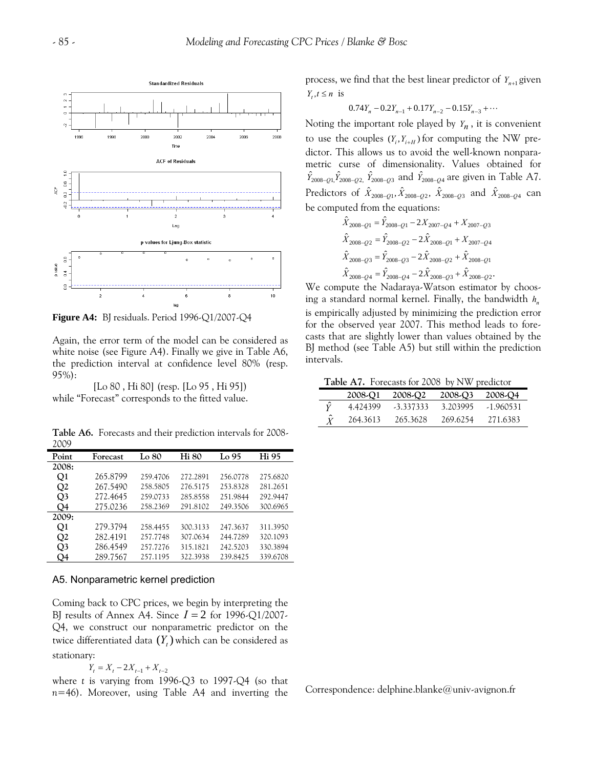Standardized Residuals

Time

ACF of Residuals

Lag

p values for Ljung-Box statistic

lag

**Figure A4:** BJ residuals. Period 1996-Q1/2007-Q4

Again, the error term of the model can be considered as white noise (see Figure A4). Finally we give in Table A6, the prediction interval at confidence level 80% (resp. 95%):

[Lo 80 , Hi 80] (resp. [Lo 95 , Hi 95])

while "Forecast" corresponds to the fitted value.

**Table A6.** Forecasts and their prediction intervals for 2008-2009

| Point | Forecast | Lo 80 | Hi 80 | Lo 95 | Hi 95 |
|---|---|---|---|---|---|
| 2008: | | | | | |
| Q1 | 265.8799 | 259.4706 | 272.2891 | 256.0778 | 275.6820 |
| Q2 | 267.5490 | 258.5805 | 276.5175 | 253.8328 | 281.2651 |
| Q3 | 272.4645 | 259.0733 | 285.8558 | 251.9844 | 292.9447 |
| Q4 | 275.0236 | 258.2369 | 291.8102 | 249.3506 | 300.6965 |
| 2009: | | | | | |
| Q1 | 279.3794 | 258.4455 | 300.3133 | 247.3637 | 311.3950 |
| Q2 | 282.4191 | 257.7748 | 307.0634 | 244.7289 | 320.1093 |
| Q3 | 286.4549 | 257.7276 | 315.1821 | 242.5203 | 330.3894 |
| Q4 | 289.7567 | 257.1195 | 322.3938 | 239.8425 | 339.6708 |

## A5. Nonparametric kernel prediction

Coming back to CPC prices, we begin by interpreting the BJ results of Annex A4. Since $I = 2$ for 1996-Q1/2007-Q4, we construct our nonparametric predictor on the twice differentiated data $(Y_t)$ which can be considered as stationary:

$$Y_t = X_t - 2X_{t-1} + X_{t-2}$$

where $t$ is varying from 1996-Q3 to 1997-Q4 (so that $n$=46). Moreover, using Table A4 and inverting the process, we find that the best linear predictor of $Y_{n+1}$ given $Y_t, t \leq n$ is

$$0.74Y_n - 0.2Y_{n-1} + 0.17Y_{n-2} - 0.15Y_{n-3} + \cdots$$

Noting the important role played by $Y_n$, it is convenient to use the couples $(Y_t, Y_{t+H})$ for computing the NW predictor. This allows us to avoid the well-known nonparametric curse of dimensionality. Values obtained for $\hat{Y}_{2008-Q1}, \hat{Y}_{2008-Q2}, \hat{Y}_{2008-Q3}$ and $\hat{Y}_{2008-Q4}$ are given in Table A7. Predictors of $\hat{X}_{2008-Q1}, \hat{X}_{2008-Q2}, \hat{X}_{2008-Q3}$ and $\hat{X}_{2008-Q4}$ can be computed from the equations:

$$\hat{X}_{2008-Q1} = \hat{Y}_{2008-Q1} - 2X_{2007-Q4} + X_{2007-Q3}$$

$$\hat{X}_{2008-Q2} = \hat{Y}_{2008-Q2} - 2\hat{X}_{2008-Q1} + X_{2007-Q4}$$

$$\hat{X}_{2008-Q3} = \hat{Y}_{2008-Q3} - 2\hat{X}_{2008-Q2} + \hat{X}_{2008-Q1}$$

$$\hat{X}_{2008-Q4} = \hat{Y}_{2008-Q4} - 2\hat{X}_{2008-Q3} + \hat{X}_{2008-Q2}.$$

We compute the Nadaraya-Watson estimator by choosing a standard normal kernel. Finally, the bandwidth $h_n$ is empirically adjusted by minimizing the prediction error for the observed year 2007. This method leads to forecasts that are slightly lower than values obtained by the BJ method (see Table A5) but still within the prediction intervals.

**Table A7.** Forecasts for 2008 by NW predictor

| | 2008-Q1 | 2008-Q2 | 2008-Q3 | 2008-Q4 |
|---|---|---|---|---|
| $\hat{Y}$ | 4.424399 | -3.337333 | 3.203995 | -1.960531 |
| $\hat{X}$ | 264.3613 | 265.3628 | 269.6254 | 271.6383 |

Correspondence: delphine.blanke@univ-avignon.fr